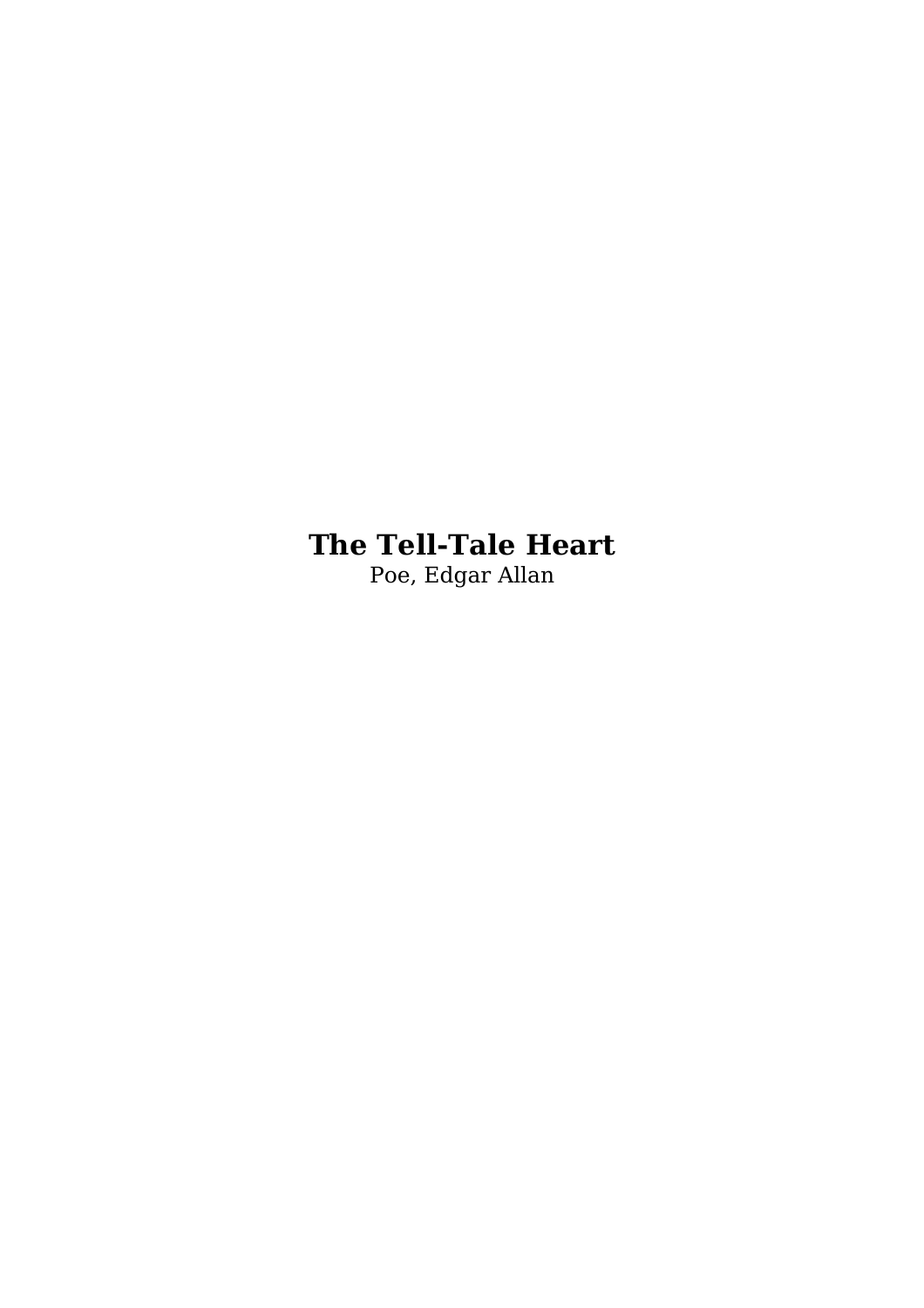# The Tell-Tale Heart

Poe, Edgar Allan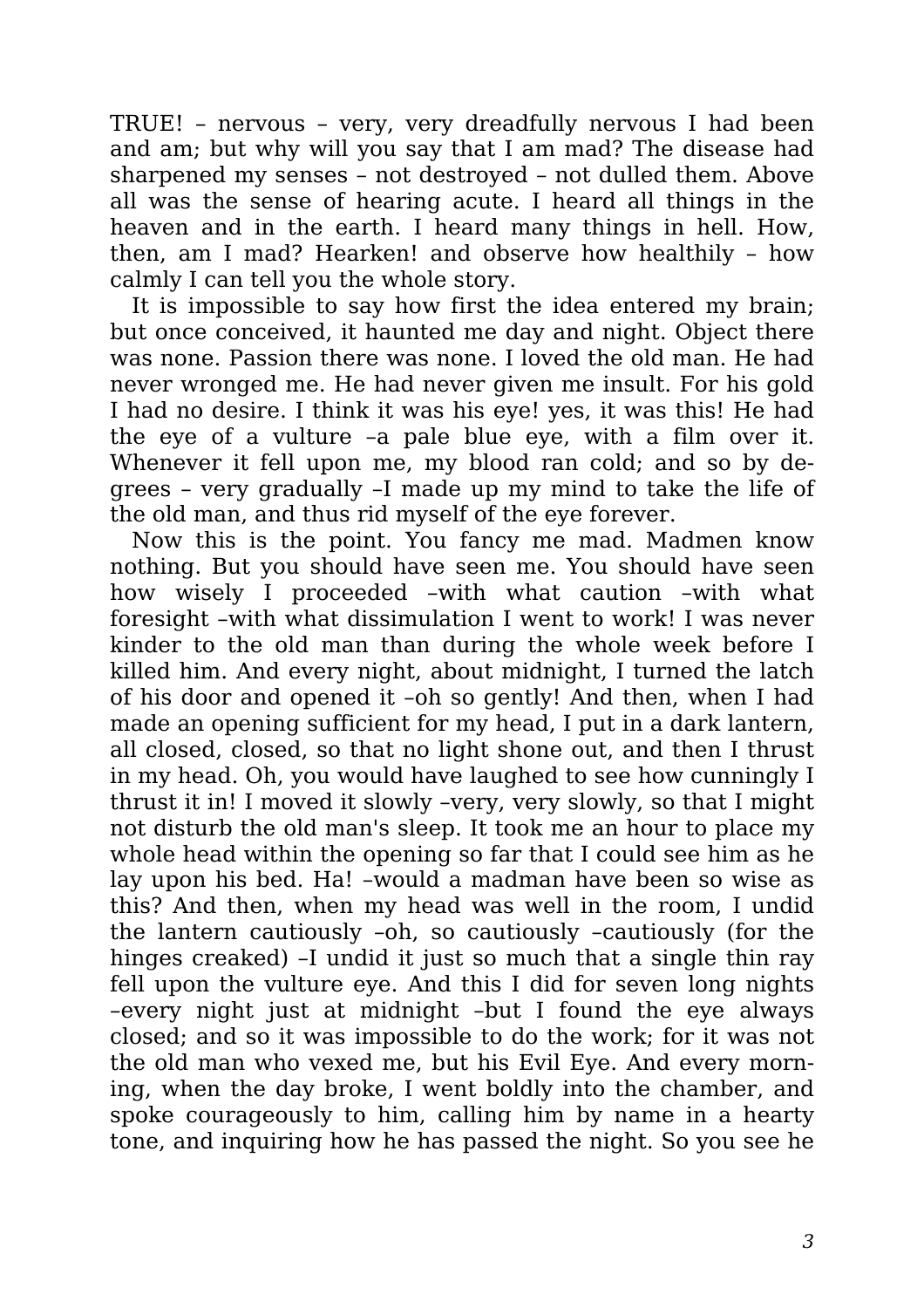TRUE! – nervous – very, very dreadfully nervous I had been and am; but why will you say that I am mad? The disease had sharpened my senses – not destroyed – not dulled them. Above all was the sense of hearing acute. I heard all things in the heaven and in the earth. I heard many things in hell. How, then, am I mad? Hearken! and observe how healthily – how calmly I can tell you the whole story.

It is impossible to say how first the idea entered my brain; but once conceived, it haunted me day and night. Object there was none. Passion there was none. I loved the old man. He had never wronged me. He had never given me insult. For his gold I had no desire. I think it was his eye! yes, it was this! He had the eye of a vulture –a pale blue eye, with a film over it. Whenever it fell upon me, my blood ran cold; and so by degrees – very gradually –I made up my mind to take the life of the old man, and thus rid myself of the eye forever.

Now this is the point. You fancy me mad. Madmen know nothing. But you should have seen me. You should have seen how wisely I proceeded –with what caution –with what foresight –with what dissimulation I went to work! I was never kinder to the old man than during the whole week before I killed him. And every night, about midnight, I turned the latch of his door and opened it –oh so gently! And then, when I had made an opening sufficient for my head, I put in a dark lantern, all closed, closed, so that no light shone out, and then I thrust in my head. Oh, you would have laughed to see how cunningly I thrust it in! I moved it slowly –very, very slowly, so that I might not disturb the old man's sleep. It took me an hour to place my whole head within the opening so far that I could see him as he lay upon his bed. Ha! –would a madman have been so wise as this? And then, when my head was well in the room, I undid the lantern cautiously –oh, so cautiously –cautiously (for the hinges creaked) –I undid it just so much that a single thin ray fell upon the vulture eye. And this I did for seven long nights –every night just at midnight –but I found the eye always closed; and so it was impossible to do the work; for it was not the old man who vexed me, but his Evil Eye. And every morning, when the day broke, I went boldly into the chamber, and spoke courageously to him, calling him by name in a hearty tone, and inquiring how he has passed the night. So you see he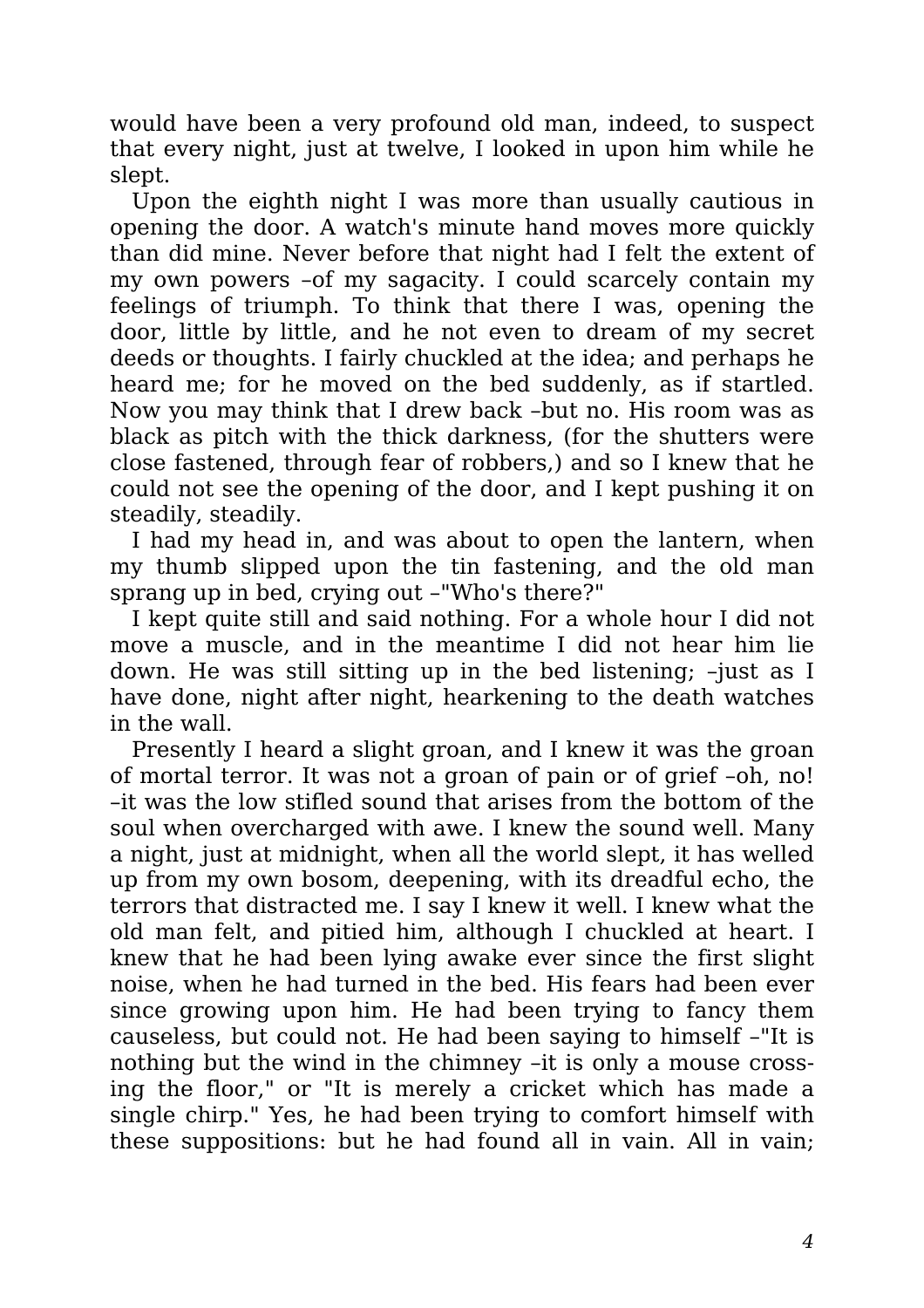would have been a very profound old man, indeed, to suspect that every night, just at twelve, I looked in upon him while he slept.

Upon the eighth night I was more than usually cautious in opening the door. A watch's minute hand moves more quickly than did mine. Never before that night had I felt the extent of my own powers –of my sagacity. I could scarcely contain my feelings of triumph. To think that there I was, opening the door, little by little, and he not even to dream of my secret deeds or thoughts. I fairly chuckled at the idea; and perhaps he heard me; for he moved on the bed suddenly, as if startled. Now you may think that I drew back –but no. His room was as black as pitch with the thick darkness, (for the shutters were close fastened, through fear of robbers,) and so I knew that he could not see the opening of the door, and I kept pushing it on steadily, steadily.

I had my head in, and was about to open the lantern, when my thumb slipped upon the tin fastening, and the old man sprang up in bed, crying out –"Who's there?"

I kept quite still and said nothing. For a whole hour I did not move a muscle, and in the meantime I did not hear him lie down. He was still sitting up in the bed listening; –just as I have done, night after night, hearkening to the death watches in the wall.

Presently I heard a slight groan, and I knew it was the groan of mortal terror. It was not a groan of pain or of grief –oh, no! –it was the low stifled sound that arises from the bottom of the soul when overcharged with awe. I knew the sound well. Many a night, just at midnight, when all the world slept, it has welled up from my own bosom, deepening, with its dreadful echo, the terrors that distracted me. I say I knew it well. I knew what the old man felt, and pitied him, although I chuckled at heart. I knew that he had been lying awake ever since the first slight noise, when he had turned in the bed. His fears had been ever since growing upon him. He had been trying to fancy them causeless, but could not. He had been saying to himself –"It is nothing but the wind in the chimney –it is only a mouse crossing the floor," or "It is merely a cricket which has made a single chirp." Yes, he had been trying to comfort himself with these suppositions: but he had found all in vain. All in vain;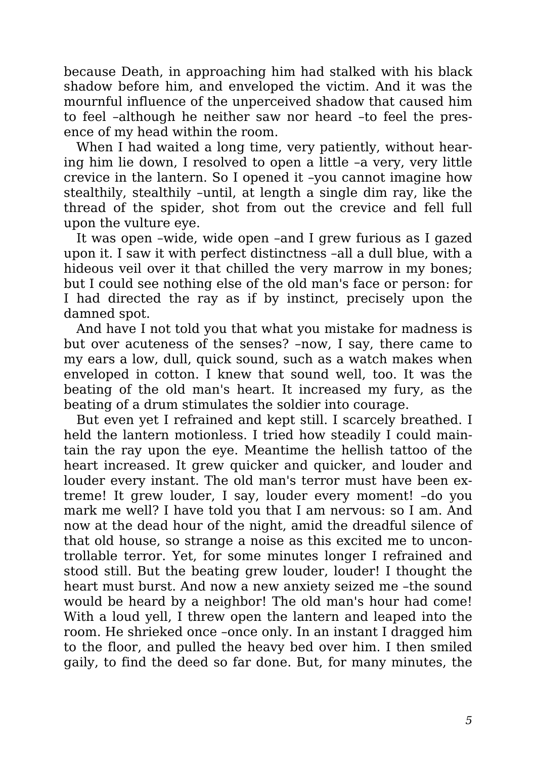because Death, in approaching him had stalked with his black shadow before him, and enveloped the victim. And it was the mournful influence of the unperceived shadow that caused him to feel –although he neither saw nor heard –to feel the presence of my head within the room.

When I had waited a long time, very patiently, without hearing him lie down, I resolved to open a little –a very, very little crevice in the lantern. So I opened it –you cannot imagine how stealthily, stealthily –until, at length a single dim ray, like the thread of the spider, shot from out the crevice and fell full upon the vulture eye.

It was open –wide, wide open –and I grew furious as I gazed upon it. I saw it with perfect distinctness –all a dull blue, with a hideous veil over it that chilled the very marrow in my bones; but I could see nothing else of the old man's face or person: for I had directed the ray as if by instinct, precisely upon the damned spot.

And have I not told you that what you mistake for madness is but over acuteness of the senses? –now, I say, there came to my ears a low, dull, quick sound, such as a watch makes when enveloped in cotton. I knew that sound well, too. It was the beating of the old man's heart. It increased my fury, as the beating of a drum stimulates the soldier into courage.

But even yet I refrained and kept still. I scarcely breathed. I held the lantern motionless. I tried how steadily I could maintain the ray upon the eye. Meantime the hellish tattoo of the heart increased. It grew quicker and quicker, and louder and louder every instant. The old man's terror must have been extreme! It grew louder, I say, louder every moment! –do you mark me well? I have told you that I am nervous: so I am. And now at the dead hour of the night, amid the dreadful silence of that old house, so strange a noise as this excited me to uncontrollable terror. Yet, for some minutes longer I refrained and stood still. But the beating grew louder, louder! I thought the heart must burst. And now a new anxiety seized me –the sound would be heard by a neighbor! The old man's hour had come! With a loud yell, I threw open the lantern and leaped into the room. He shrieked once –once only. In an instant I dragged him to the floor, and pulled the heavy bed over him. I then smiled gaily, to find the deed so far done. But, for many minutes, the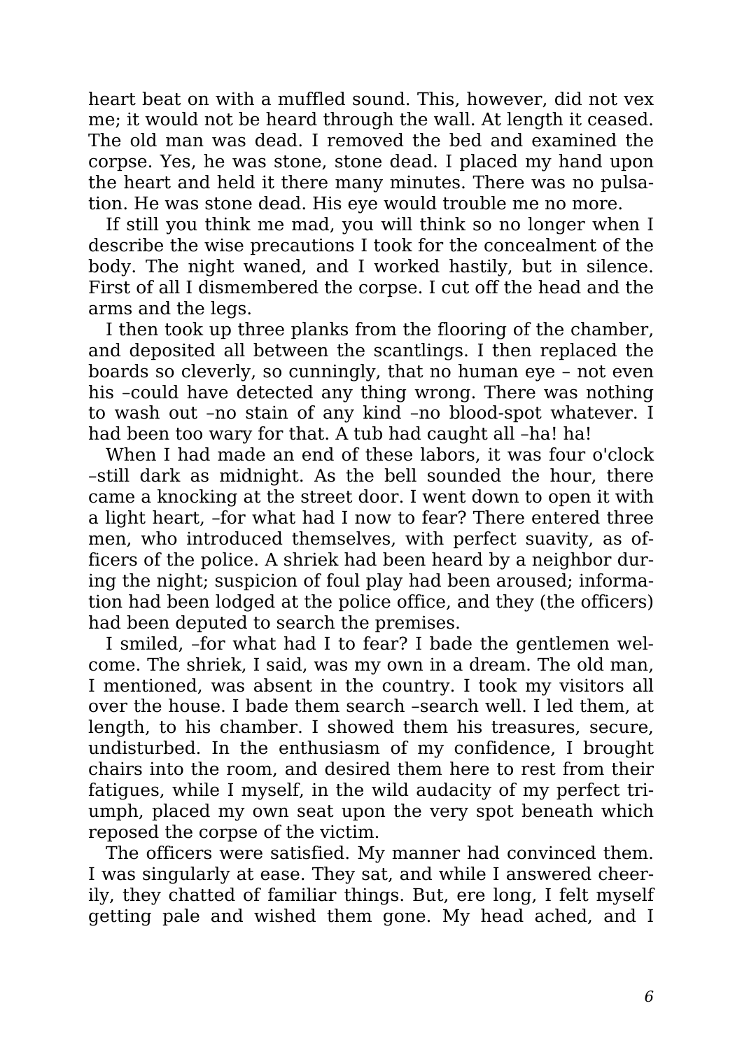heart beat on with a muffled sound. This, however, did not vex me; it would not be heard through the wall. At length it ceased. The old man was dead. I removed the bed and examined the corpse. Yes, he was stone, stone dead. I placed my hand upon the heart and held it there many minutes. There was no pulsation. He was stone dead. His eye would trouble me no more.

If still you think me mad, you will think so no longer when I describe the wise precautions I took for the concealment of the body. The night waned, and I worked hastily, but in silence. First of all I dismembered the corpse. I cut off the head and the arms and the legs.

I then took up three planks from the flooring of the chamber, and deposited all between the scantlings. I then replaced the boards so cleverly, so cunningly, that no human eye – not even his –could have detected any thing wrong. There was nothing to wash out –no stain of any kind –no blood-spot whatever. I had been too wary for that. A tub had caught all –ha! ha!

When I had made an end of these labors, it was four o'clock –still dark as midnight. As the bell sounded the hour, there came a knocking at the street door. I went down to open it with a light heart, –for what had I now to fear? There entered three men, who introduced themselves, with perfect suavity, as officers of the police. A shriek had been heard by a neighbor during the night; suspicion of foul play had been aroused; information had been lodged at the police office, and they (the officers) had been deputed to search the premises.

I smiled, –for what had I to fear? I bade the gentlemen welcome. The shriek, I said, was my own in a dream. The old man, I mentioned, was absent in the country. I took my visitors all over the house. I bade them search –search well. I led them, at length, to his chamber. I showed them his treasures, secure, undisturbed. In the enthusiasm of my confidence, I brought chairs into the room, and desired them here to rest from their fatigues, while I myself, in the wild audacity of my perfect triumph, placed my own seat upon the very spot beneath which reposed the corpse of the victim.

The officers were satisfied. My manner had convinced them. I was singularly at ease. They sat, and while I answered cheerily, they chatted of familiar things. But, ere long, I felt myself getting pale and wished them gone. My head ached, and I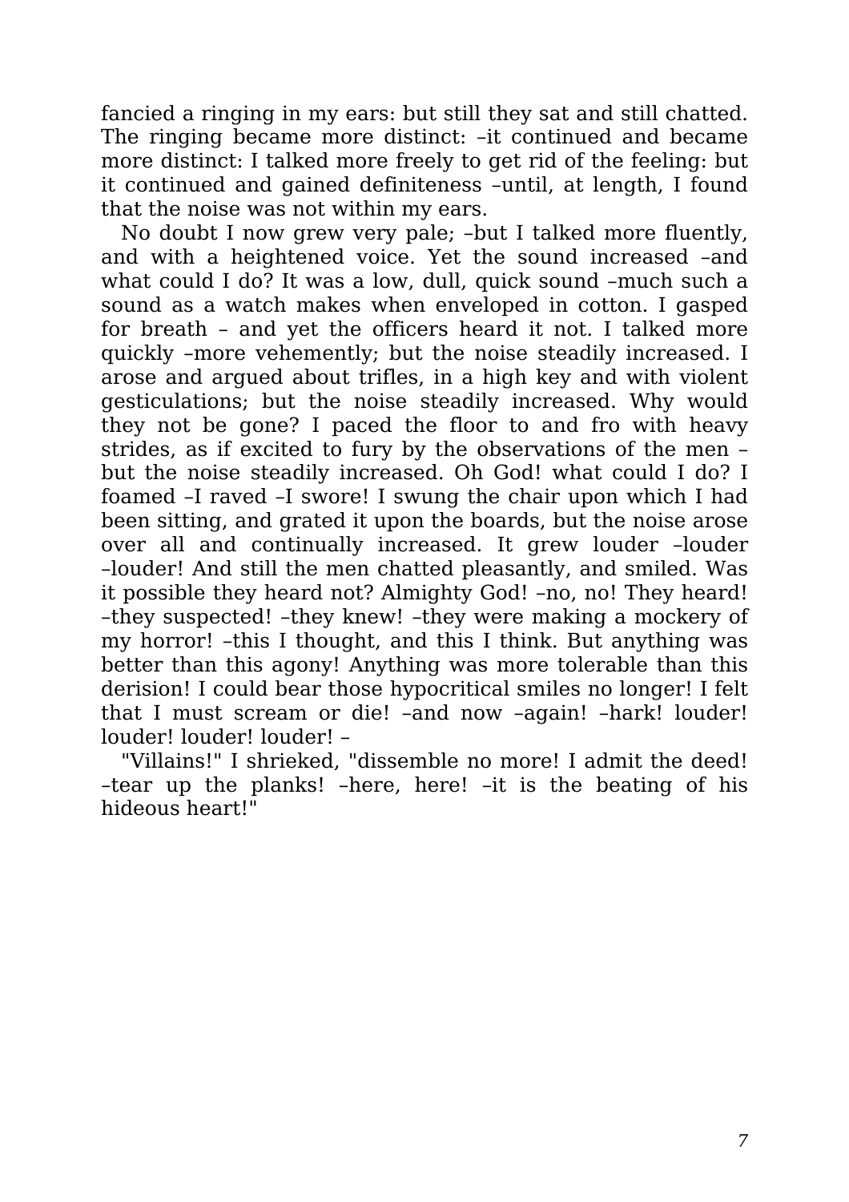fancied a ringing in my ears: but still they sat and still chatted. The ringing became more distinct: –it continued and became more distinct: I talked more freely to get rid of the feeling: but it continued and gained definiteness –until, at length, I found that the noise was not within my ears.

No doubt I now grew very pale; –but I talked more fluently, and with a heightened voice. Yet the sound increased –and what could I do? It was a low, dull, quick sound –much such a sound as a watch makes when enveloped in cotton. I gasped for breath – and yet the officers heard it not. I talked more quickly –more vehemently; but the noise steadily increased. I arose and argued about trifles, in a high key and with violent gesticulations; but the noise steadily increased. Why would they not be gone? I paced the floor to and fro with heavy strides, as if excited to fury by the observations of the men – but the noise steadily increased. Oh God! what could I do? I foamed –I raved –I swore! I swung the chair upon which I had been sitting, and grated it upon the boards, but the noise arose over all and continually increased. It grew louder –louder –louder! And still the men chatted pleasantly, and smiled. Was it possible they heard not? Almighty God! –no, no! They heard! –they suspected! –they knew! –they were making a mockery of my horror! –this I thought, and this I think. But anything was better than this agony! Anything was more tolerable than this derision! I could bear those hypocritical smiles no longer! I felt that I must scream or die! –and now –again! –hark! louder! louder! louder! louder! –

"Villains!" I shrieked, "dissemble no more! I admit the deed! –tear up the planks! –here, here! –it is the beating of his hideous heart!"